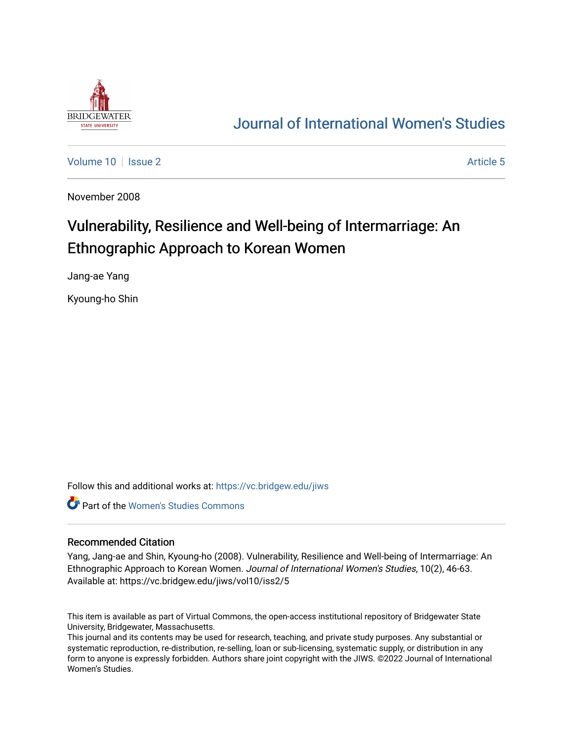# Journal of International Women's Studies

Volume 10 | Issue 2 | Article 5

November 2008

## Vulnerability, Resilience and Well-being of Intermarriage: An Ethnographic Approach to Korean Women

Jang-ae Yang

Kyoung-ho Shin

Follow this and additional works at: https://vc.bridgew.edu/jiws

Part of the Women's Studies Commons

### Recommended Citation

Yang, Jang-ae and Shin, Kyoung-ho (2008). Vulnerability, Resilience and Well-being of Intermarriage: An Ethnographic Approach to Korean Women. *Journal of International Women's Studies*, 10(2), 46-63. Available at: https://vc.bridgew.edu/jiws/vol10/iss2/5

This item is available as part of Virtual Commons, the open-access institutional repository of Bridgewater State University, Bridgewater, Massachusetts.

This journal and its contents may be used for research, teaching, and private study purposes. Any substantial or systematic reproduction, re-distribution, re-selling, loan or sub-licensing, systematic supply, or distribution in any form to anyone is expressly forbidden. Authors share joint copyright with the JIWS. ©2022 Journal of International Women's Studies.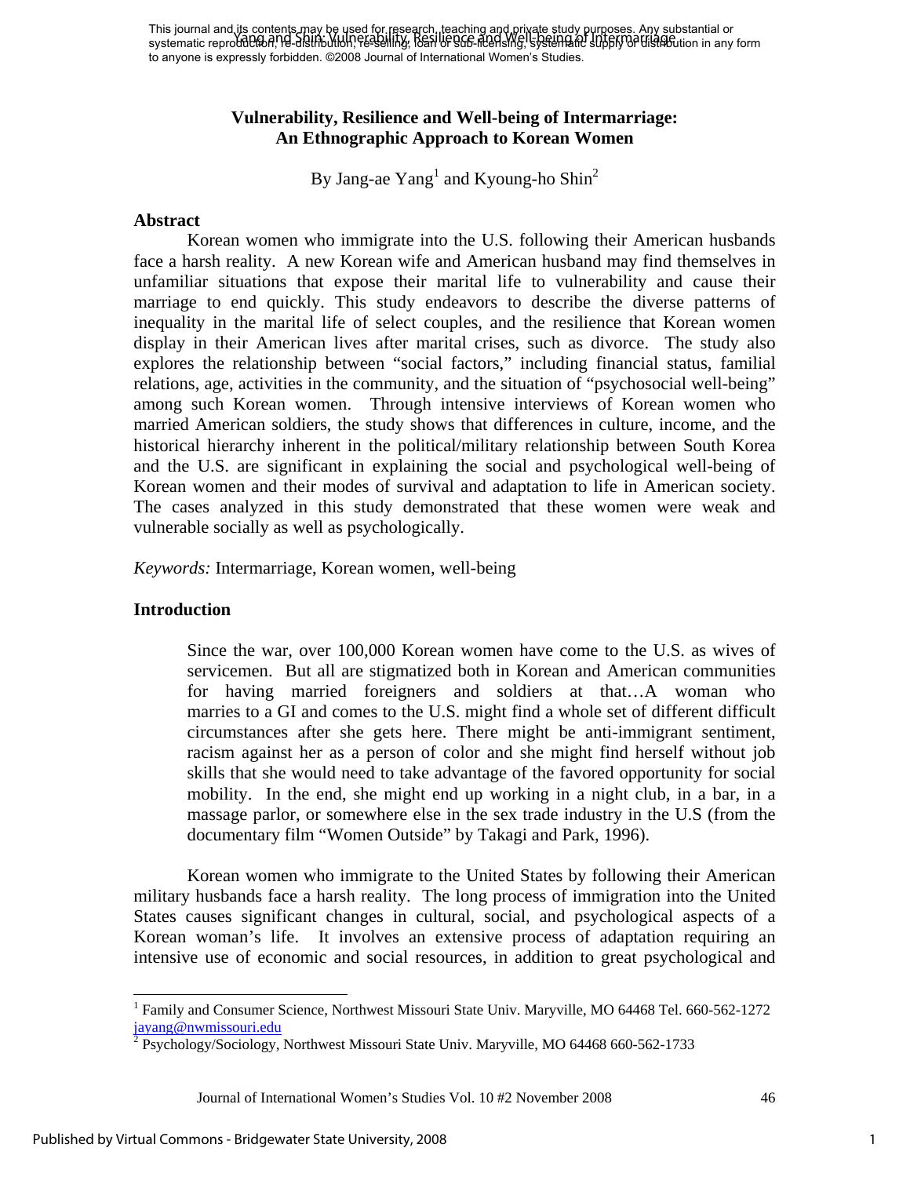This journal and its contents may be used for research, teaching and private study purposes. Any substantial or systematic reproduction, re-distribution, re-selling, loan or sub-licensing, systematic supply or distribution in any form to anyone is expressly forbidden. ©2008 Journal of International Women's Studies.

# Vulnerability, Resilience and Well-being of Intermarriage: An Ethnographic Approach to Korean Women

By Jang-ae Yang[1] and Kyoung-ho Shin[2]

## Abstract

Korean women who immigrate into the U.S. following their American husbands face a harsh reality. A new Korean wife and American husband may find themselves in unfamiliar situations that expose their marital life to vulnerability and cause their marriage to end quickly. This study endeavors to describe the diverse patterns of inequality in the marital life of select couples, and the resilience that Korean women display in their American lives after marital crises, such as divorce. The study also explores the relationship between "social factors," including financial status, familial relations, age, activities in the community, and the situation of "psychosocial well-being" among such Korean women. Through intensive interviews of Korean women who married American soldiers, the study shows that differences in culture, income, and the historical hierarchy inherent in the political/military relationship between South Korea and the U.S. are significant in explaining the social and psychological well-being of Korean women and their modes of survival and adaptation to life in American society. The cases analyzed in this study demonstrated that these women were weak and vulnerable socially as well as psychologically.

*Keywords:* Intermarriage, Korean women, well-being

## Introduction

> Since the war, over 100,000 Korean women have come to the U.S. as wives of servicemen. But all are stigmatized both in Korean and American communities for having married foreigners and soldiers at that…A woman who marries to a GI and comes to the U.S. might find a whole set of different difficult circumstances after she gets here. There might be anti-immigrant sentiment, racism against her as a person of color and she might find herself without job skills that she would need to take advantage of the favored opportunity for social mobility. In the end, she might end up working in a night club, in a bar, in a massage parlor, or somewhere else in the sex trade industry in the U.S (from the documentary film "Women Outside" by Takagi and Park, 1996).

Korean women who immigrate to the United States by following their American military husbands face a harsh reality. The long process of immigration into the United States causes significant changes in cultural, social, and psychological aspects of a Korean woman's life. It involves an extensive process of adaptation requiring an intensive use of economic and social resources, in addition to great psychological and

---

[1] Family and Consumer Science, Northwest Missouri State Univ. Maryville, MO 64468 Tel. 660-562-1272 jayang@nwmissouri.edu

[2] Psychology/Sociology, Northwest Missouri State Univ. Maryville, MO 64468 660-562-1733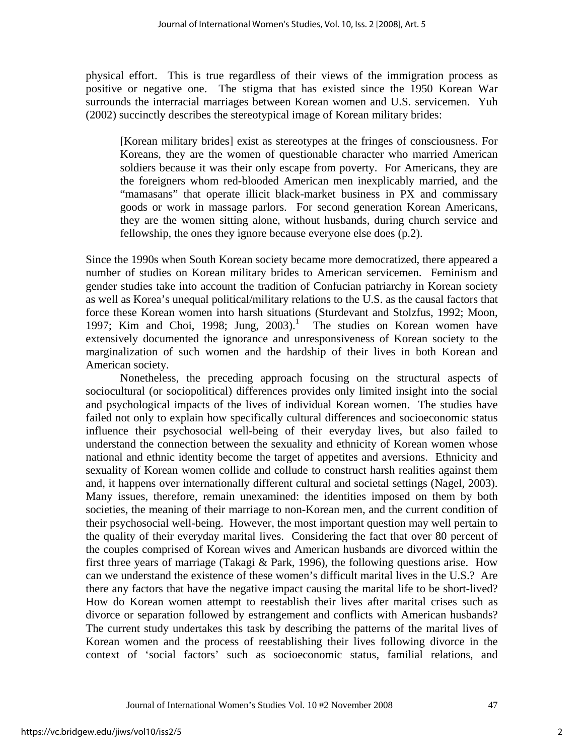physical effort. This is true regardless of their views of the immigration process as positive or negative one. The stigma that has existed since the 1950 Korean War surrounds the interracial marriages between Korean women and U.S. servicemen. Yuh (2002) succinctly describes the stereotypical image of Korean military brides:

> [Korean military brides] exist as stereotypes at the fringes of consciousness. For Koreans, they are the women of questionable character who married American soldiers because it was their only escape from poverty. For Americans, they are the foreigners whom red-blooded American men inexplicably married, and the "mamasans" that operate illicit black-market business in PX and commissary goods or work in massage parlors. For second generation Korean Americans, they are the women sitting alone, without husbands, during church service and fellowship, the ones they ignore because everyone else does (p.2).

Since the 1990s when South Korean society became more democratized, there appeared a number of studies on Korean military brides to American servicemen. Feminism and gender studies take into account the tradition of Confucian patriarchy in Korean society as well as Korea's unequal political/military relations to the U.S. as the causal factors that force these Korean women into harsh situations (Sturdevant and Stolzfus, 1992; Moon, 1997; Kim and Choi, 1998; Jung, 2003).[1] The studies on Korean women have extensively documented the ignorance and unresponsiveness of Korean society to the marginalization of such women and the hardship of their lives in both Korean and American society.

Nonetheless, the preceding approach focusing on the structural aspects of sociocultural (or sociopolitical) differences provides only limited insight into the social and psychological impacts of the lives of individual Korean women. The studies have failed not only to explain how specifically cultural differences and socioeconomic status influence their psychosocial well-being of their everyday lives, but also failed to understand the connection between the sexuality and ethnicity of Korean women whose national and ethnic identity become the target of appetites and aversions. Ethnicity and sexuality of Korean women collide and collude to construct harsh realities against them and, it happens over internationally different cultural and societal settings (Nagel, 2003). Many issues, therefore, remain unexamined: the identities imposed on them by both societies, the meaning of their marriage to non-Korean men, and the current condition of their psychosocial well-being. However, the most important question may well pertain to the quality of their everyday marital lives. Considering the fact that over 80 percent of the couples comprised of Korean wives and American husbands are divorced within the first three years of marriage (Takagi & Park, 1996), the following questions arise. How can we understand the existence of these women's difficult marital lives in the U.S.? Are there any factors that have the negative impact causing the marital life to be short-lived? How do Korean women attempt to reestablish their lives after marital crises such as divorce or separation followed by estrangement and conflicts with American husbands? The current study undertakes this task by describing the patterns of the marital lives of Korean women and the process of reestablishing their lives following divorce in the context of 'social factors' such as socioeconomic status, familial relations, and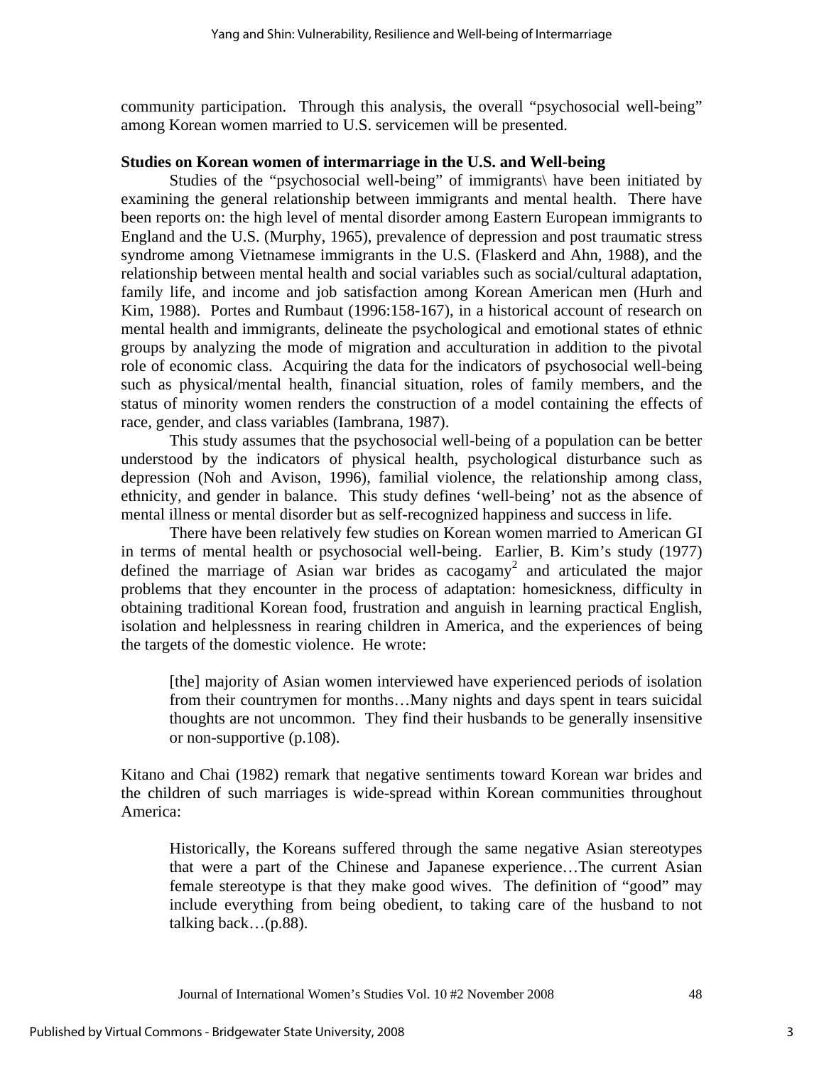community participation. Through this analysis, the overall "psychosocial well-being" among Korean women married to U.S. servicemen will be presented.

**Studies on Korean women of intermarriage in the U.S. and Well-being**

Studies of the "psychosocial well-being" of immigrants\ have been initiated by examining the general relationship between immigrants and mental health. There have been reports on: the high level of mental disorder among Eastern European immigrants to England and the U.S. (Murphy, 1965), prevalence of depression and post traumatic stress syndrome among Vietnamese immigrants in the U.S. (Flaskerd and Ahn, 1988), and the relationship between mental health and social variables such as social/cultural adaptation, family life, and income and job satisfaction among Korean American men (Hurh and Kim, 1988). Portes and Rumbaut (1996:158-167), in a historical account of research on mental health and immigrants, delineate the psychological and emotional states of ethnic groups by analyzing the mode of migration and acculturation in addition to the pivotal role of economic class. Acquiring the data for the indicators of psychosocial well-being such as physical/mental health, financial situation, roles of family members, and the status of minority women renders the construction of a model containing the effects of race, gender, and class variables (Iambrana, 1987).

This study assumes that the psychosocial well-being of a population can be better understood by the indicators of physical health, psychological disturbance such as depression (Noh and Avison, 1996), familial violence, the relationship among class, ethnicity, and gender in balance. This study defines 'well-being' not as the absence of mental illness or mental disorder but as self-recognized happiness and success in life.

There have been relatively few studies on Korean women married to American GI in terms of mental health or psychosocial well-being. Earlier, B. Kim's study (1977) defined the marriage of Asian war brides as cacogamy[2] and articulated the major problems that they encounter in the process of adaptation: homesickness, difficulty in obtaining traditional Korean food, frustration and anguish in learning practical English, isolation and helplessness in rearing children in America, and the experiences of being the targets of the domestic violence. He wrote:

> [the] majority of Asian women interviewed have experienced periods of isolation from their countrymen for months…Many nights and days spent in tears suicidal thoughts are not uncommon. They find their husbands to be generally insensitive or non-supportive (p.108).

Kitano and Chai (1982) remark that negative sentiments toward Korean war brides and the children of such marriages is wide-spread within Korean communities throughout America:

> Historically, the Koreans suffered through the same negative Asian stereotypes that were a part of the Chinese and Japanese experience…The current Asian female stereotype is that they make good wives. The definition of "good" may include everything from being obedient, to taking care of the husband to not talking back…(p.88).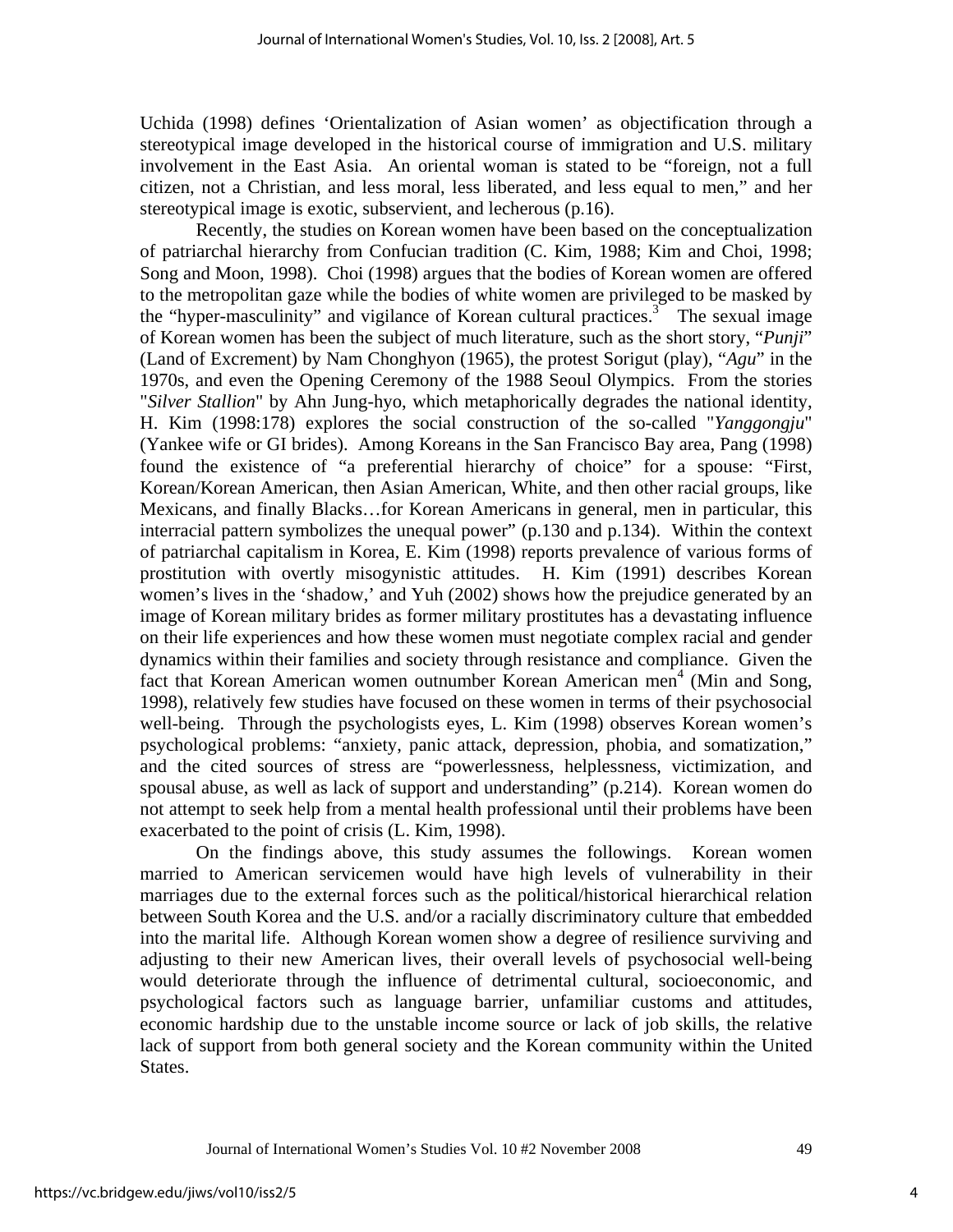Uchida (1998) defines 'Orientalization of Asian women' as objectification through a stereotypical image developed in the historical course of immigration and U.S. military involvement in the East Asia. An oriental woman is stated to be "foreign, not a full citizen, not a Christian, and less moral, less liberated, and less equal to men," and her stereotypical image is exotic, subservient, and lecherous (p.16).

Recently, the studies on Korean women have been based on the conceptualization of patriarchal hierarchy from Confucian tradition (C. Kim, 1988; Kim and Choi, 1998; Song and Moon, 1998). Choi (1998) argues that the bodies of Korean women are offered to the metropolitan gaze while the bodies of white women are privileged to be masked by the "hyper-masculinity" and vigilance of Korean cultural practices.[3] The sexual image of Korean women has been the subject of much literature, such as the short story, "*Punji*" (Land of Excrement) by Nam Chonghyon (1965), the protest Sorigut (play), "*Agu*" in the 1970s, and even the Opening Ceremony of the 1988 Seoul Olympics. From the stories "*Silver Stallion*" by Ahn Jung-hyo, which metaphorically degrades the national identity, H. Kim (1998:178) explores the social construction of the so-called "*Yanggongju*" (Yankee wife or GI brides). Among Koreans in the San Francisco Bay area, Pang (1998) found the existence of "a preferential hierarchy of choice" for a spouse: "First, Korean/Korean American, then Asian American, White, and then other racial groups, like Mexicans, and finally Blacks…for Korean Americans in general, men in particular, this interracial pattern symbolizes the unequal power" (p.130 and p.134). Within the context of patriarchal capitalism in Korea, E. Kim (1998) reports prevalence of various forms of prostitution with overtly misogynistic attitudes. H. Kim (1991) describes Korean women's lives in the 'shadow,' and Yuh (2002) shows how the prejudice generated by an image of Korean military brides as former military prostitutes has a devastating influence on their life experiences and how these women must negotiate complex racial and gender dynamics within their families and society through resistance and compliance. Given the fact that Korean American women outnumber Korean American men[4] (Min and Song, 1998), relatively few studies have focused on these women in terms of their psychosocial well-being. Through the psychologists eyes, L. Kim (1998) observes Korean women's psychological problems: "anxiety, panic attack, depression, phobia, and somatization," and the cited sources of stress are "powerlessness, helplessness, victimization, and spousal abuse, as well as lack of support and understanding" (p.214). Korean women do not attempt to seek help from a mental health professional until their problems have been exacerbated to the point of crisis (L. Kim, 1998).

On the findings above, this study assumes the followings. Korean women married to American servicemen would have high levels of vulnerability in their marriages due to the external forces such as the political/historical hierarchical relation between South Korea and the U.S. and/or a racially discriminatory culture that embedded into the marital life. Although Korean women show a degree of resilience surviving and adjusting to their new American lives, their overall levels of psychosocial well-being would deteriorate through the influence of detrimental cultural, socioeconomic, and psychological factors such as language barrier, unfamiliar customs and attitudes, economic hardship due to the unstable income source or lack of job skills, the relative lack of support from both general society and the Korean community within the United States.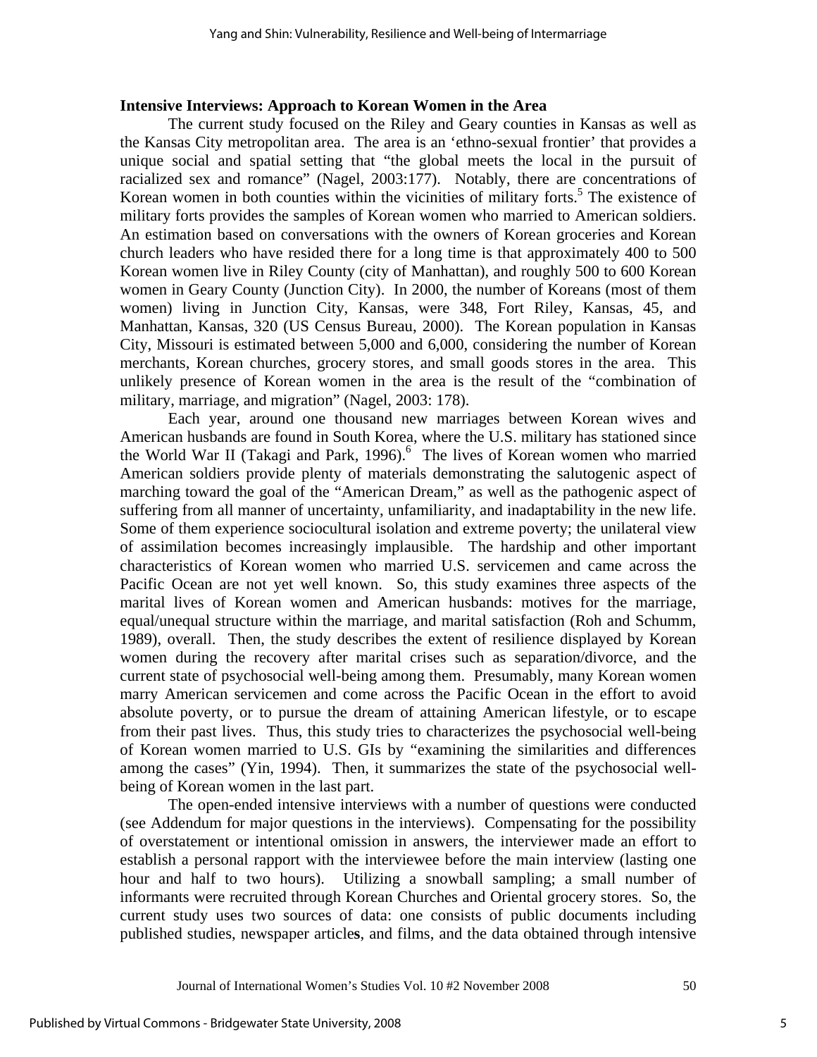**Intensive Interviews: Approach to Korean Women in the Area**

The current study focused on the Riley and Geary counties in Kansas as well as the Kansas City metropolitan area. The area is an 'ethno-sexual frontier' that provides a unique social and spatial setting that "the global meets the local in the pursuit of racialized sex and romance" (Nagel, 2003:177). Notably, there are concentrations of Korean women in both counties within the vicinities of military forts.[5] The existence of military forts provides the samples of Korean women who married to American soldiers. An estimation based on conversations with the owners of Korean groceries and Korean church leaders who have resided there for a long time is that approximately 400 to 500 Korean women live in Riley County (city of Manhattan), and roughly 500 to 600 Korean women in Geary County (Junction City). In 2000, the number of Koreans (most of them women) living in Junction City, Kansas, were 348, Fort Riley, Kansas, 45, and Manhattan, Kansas, 320 (US Census Bureau, 2000). The Korean population in Kansas City, Missouri is estimated between 5,000 and 6,000, considering the number of Korean merchants, Korean churches, grocery stores, and small goods stores in the area. This unlikely presence of Korean women in the area is the result of the "combination of military, marriage, and migration" (Nagel, 2003: 178).

Each year, around one thousand new marriages between Korean wives and American husbands are found in South Korea, where the U.S. military has stationed since the World War II (Takagi and Park, 1996).[6] The lives of Korean women who married American soldiers provide plenty of materials demonstrating the salutogenic aspect of marching toward the goal of the "American Dream," as well as the pathogenic aspect of suffering from all manner of uncertainty, unfamiliarity, and inadaptability in the new life. Some of them experience sociocultural isolation and extreme poverty; the unilateral view of assimilation becomes increasingly implausible. The hardship and other important characteristics of Korean women who married U.S. servicemen and came across the Pacific Ocean are not yet well known. So, this study examines three aspects of the marital lives of Korean women and American husbands: motives for the marriage, equal/unequal structure within the marriage, and marital satisfaction (Roh and Schumm, 1989), overall. Then, the study describes the extent of resilience displayed by Korean women during the recovery after marital crises such as separation/divorce, and the current state of psychosocial well-being among them. Presumably, many Korean women marry American servicemen and come across the Pacific Ocean in the effort to avoid absolute poverty, or to pursue the dream of attaining American lifestyle, or to escape from their past lives. Thus, this study tries to characterizes the psychosocial well-being of Korean women married to U.S. GIs by "examining the similarities and differences among the cases" (Yin, 1994). Then, it summarizes the state of the psychosocial well-being of Korean women in the last part.

The open-ended intensive interviews with a number of questions were conducted (see Addendum for major questions in the interviews). Compensating for the possibility of overstatement or intentional omission in answers, the interviewer made an effort to establish a personal rapport with the interviewee before the main interview (lasting one hour and half to two hours). Utilizing a snowball sampling; a small number of informants were recruited through Korean Churches and Oriental grocery stores. So, the current study uses two sources of data: one consists of public documents including published studies, newspaper articles, and films, and the data obtained through intensive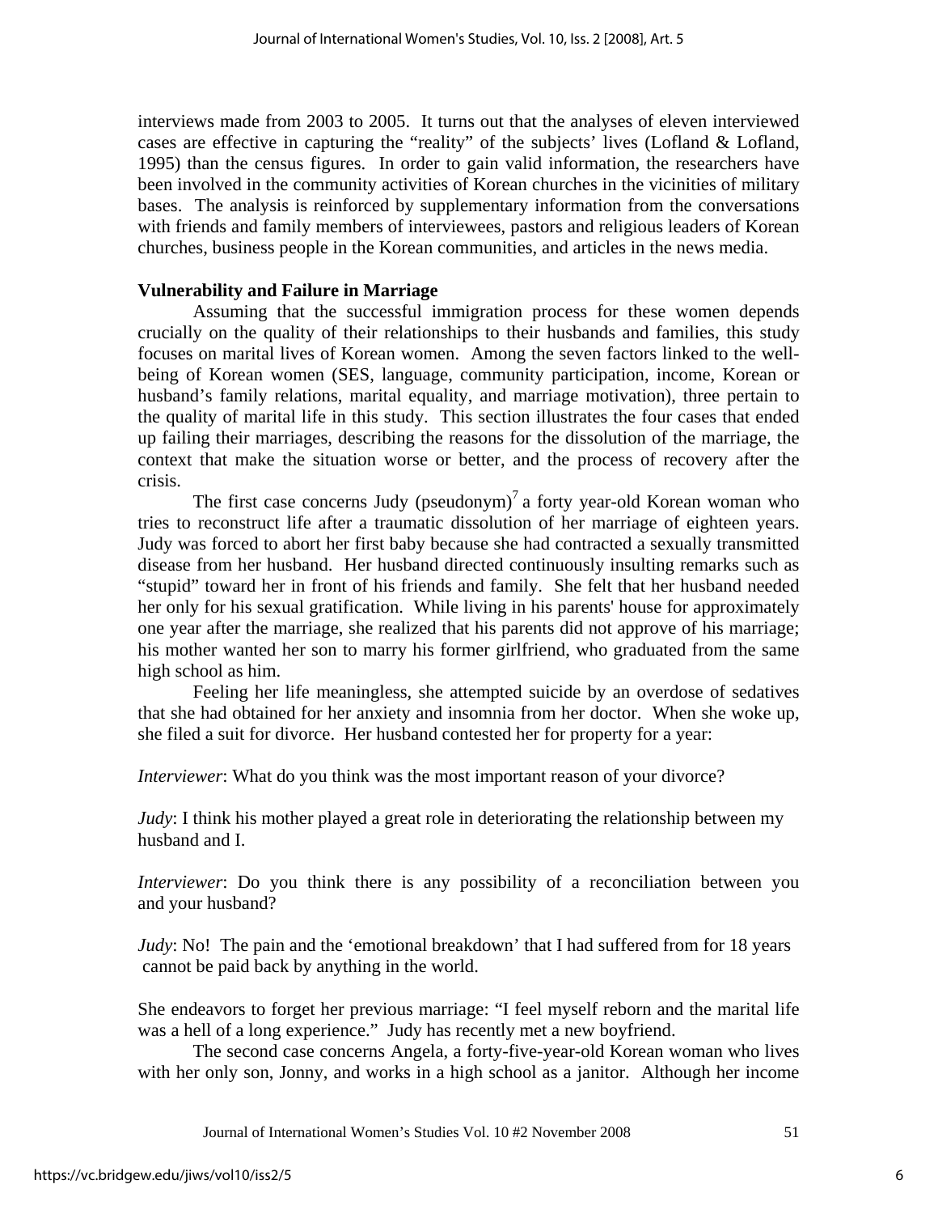interviews made from 2003 to 2005. It turns out that the analyses of eleven interviewed cases are effective in capturing the "reality" of the subjects' lives (Lofland & Lofland, 1995) than the census figures. In order to gain valid information, the researchers have been involved in the community activities of Korean churches in the vicinities of military bases. The analysis is reinforced by supplementary information from the conversations with friends and family members of interviewees, pastors and religious leaders of Korean churches, business people in the Korean communities, and articles in the news media.

**Vulnerability and Failure in Marriage**

Assuming that the successful immigration process for these women depends crucially on the quality of their relationships to their husbands and families, this study focuses on marital lives of Korean women. Among the seven factors linked to the well-being of Korean women (SES, language, community participation, income, Korean or husband's family relations, marital equality, and marriage motivation), three pertain to the quality of marital life in this study. This section illustrates the four cases that ended up failing their marriages, describing the reasons for the dissolution of the marriage, the context that make the situation worse or better, and the process of recovery after the crisis.

The first case concerns Judy (pseudonym)[7] a forty year-old Korean woman who tries to reconstruct life after a traumatic dissolution of her marriage of eighteen years. Judy was forced to abort her first baby because she had contracted a sexually transmitted disease from her husband. Her husband directed continuously insulting remarks such as "stupid" toward her in front of his friends and family. She felt that her husband needed her only for his sexual gratification. While living in his parents' house for approximately one year after the marriage, she realized that his parents did not approve of his marriage; his mother wanted her son to marry his former girlfriend, who graduated from the same high school as him.

Feeling her life meaningless, she attempted suicide by an overdose of sedatives that she had obtained for her anxiety and insomnia from her doctor. When she woke up, she filed a suit for divorce. Her husband contested her for property for a year:

*Interviewer*: What do you think was the most important reason of your divorce?

*Judy*: I think his mother played a great role in deteriorating the relationship between my husband and I.

*Interviewer*: Do you think there is any possibility of a reconciliation between you and your husband?

*Judy*: No! The pain and the 'emotional breakdown' that I had suffered from for 18 years cannot be paid back by anything in the world.

She endeavors to forget her previous marriage: "I feel myself reborn and the marital life was a hell of a long experience." Judy has recently met a new boyfriend.

The second case concerns Angela, a forty-five-year-old Korean woman who lives with her only son, Jonny, and works in a high school as a janitor. Although her income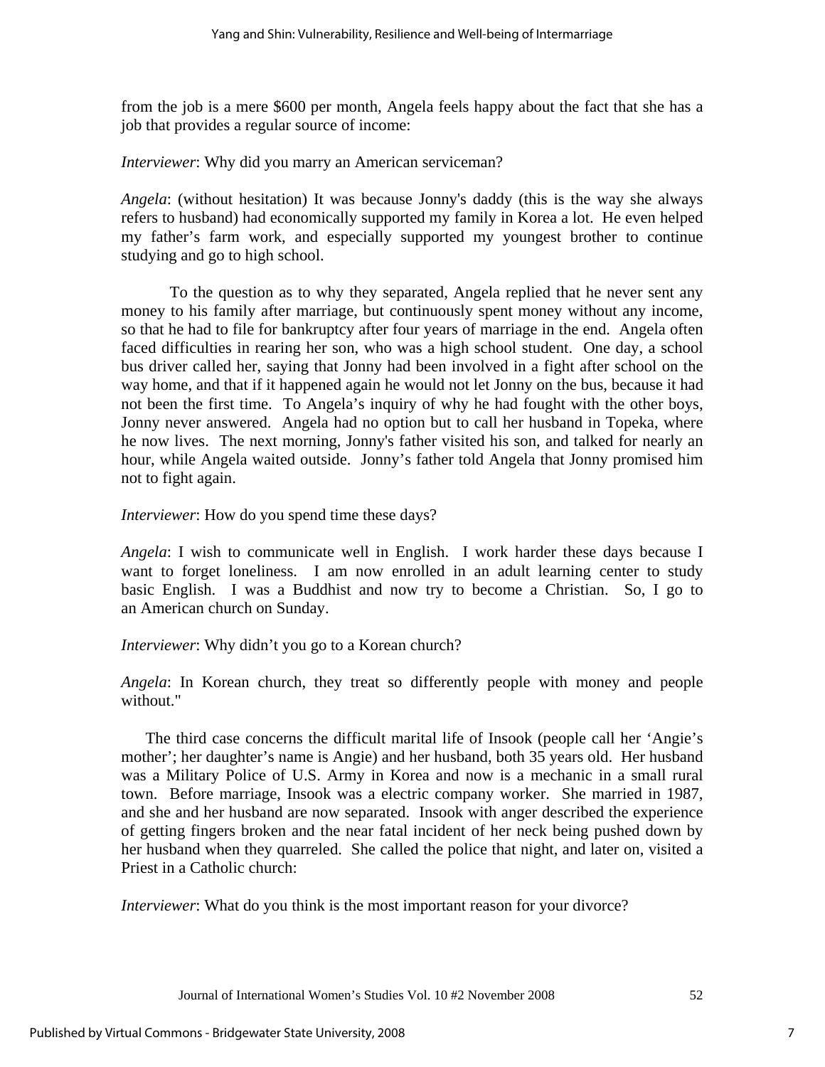from the job is a mere $600 per month, Angela feels happy about the fact that she has a job that provides a regular source of income:

*Interviewer*: Why did you marry an American serviceman?

*Angela*: (without hesitation) It was because Jonny's daddy (this is the way she always refers to husband) had economically supported my family in Korea a lot. He even helped my father’s farm work, and especially supported my youngest brother to continue studying and go to high school.

To the question as to why they separated, Angela replied that he never sent any money to his family after marriage, but continuously spent money without any income, so that he had to file for bankruptcy after four years of marriage in the end. Angela often faced difficulties in rearing her son, who was a high school student. One day, a school bus driver called her, saying that Jonny had been involved in a fight after school on the way home, and that if it happened again he would not let Jonny on the bus, because it had not been the first time. To Angela’s inquiry of why he had fought with the other boys, Jonny never answered. Angela had no option but to call her husband in Topeka, where he now lives. The next morning, Jonny's father visited his son, and talked for nearly an hour, while Angela waited outside. Jonny’s father told Angela that Jonny promised him not to fight again.

*Interviewer*: How do you spend time these days?

*Angela*: I wish to communicate well in English. I work harder these days because I want to forget loneliness. I am now enrolled in an adult learning center to study basic English. I was a Buddhist and now try to become a Christian. So, I go to an American church on Sunday.

*Interviewer*: Why didn’t you go to a Korean church?

*Angela*: In Korean church, they treat so differently people with money and people without."

The third case concerns the difficult marital life of Insook (people call her ‘Angie’s mother’; her daughter’s name is Angie) and her husband, both 35 years old. Her husband was a Military Police of U.S. Army in Korea and now is a mechanic in a small rural town. Before marriage, Insook was a electric company worker. She married in 1987, and she and her husband are now separated. Insook with anger described the experience of getting fingers broken and the near fatal incident of her neck being pushed down by her husband when they quarreled. She called the police that night, and later on, visited a Priest in a Catholic church:

*Interviewer*: What do you think is the most important reason for your divorce?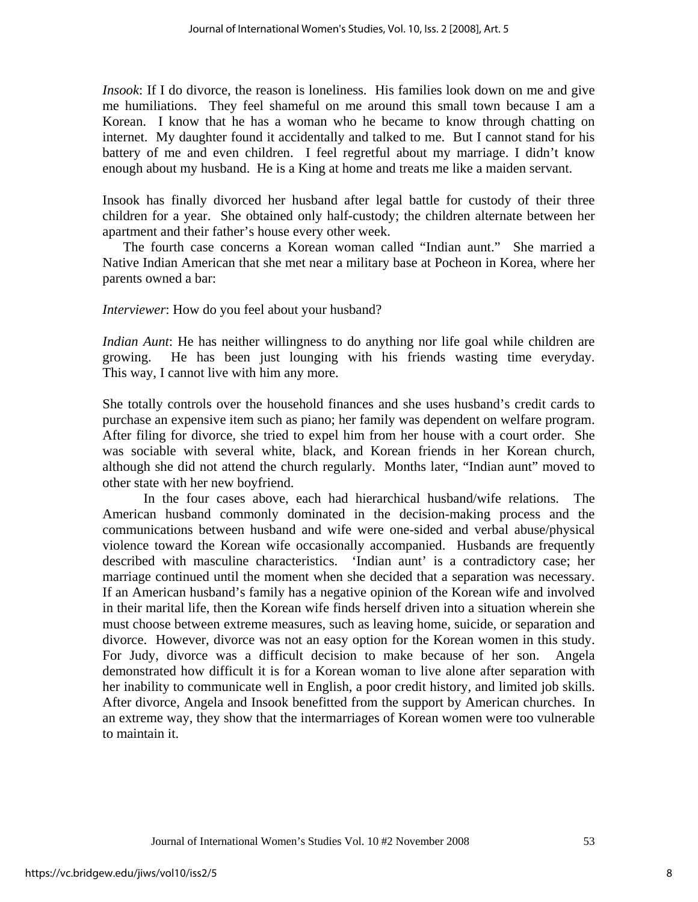*Insook*: If I do divorce, the reason is loneliness. His families look down on me and give me humiliations. They feel shameful on me around this small town because I am a Korean. I know that he has a woman who he became to know through chatting on internet. My daughter found it accidentally and talked to me. But I cannot stand for his battery of me and even children. I feel regretful about my marriage. I didn't know enough about my husband. He is a King at home and treats me like a maiden servant.

Insook has finally divorced her husband after legal battle for custody of their three children for a year. She obtained only half-custody; the children alternate between her apartment and their father's house every other week.

The fourth case concerns a Korean woman called "Indian aunt." She married a Native Indian American that she met near a military base at Pocheon in Korea, where her parents owned a bar:

*Interviewer*: How do you feel about your husband?

*Indian Aunt*: He has neither willingness to do anything nor life goal while children are growing. He has been just lounging with his friends wasting time everyday. This way, I cannot live with him any more.

She totally controls over the household finances and she uses husband's credit cards to purchase an expensive item such as piano; her family was dependent on welfare program. After filing for divorce, she tried to expel him from her house with a court order. She was sociable with several white, black, and Korean friends in her Korean church, although she did not attend the church regularly. Months later, "Indian aunt" moved to other state with her new boyfriend.

In the four cases above, each had hierarchical husband/wife relations. The American husband commonly dominated in the decision-making process and the communications between husband and wife were one-sided and verbal abuse/physical violence toward the Korean wife occasionally accompanied. Husbands are frequently described with masculine characteristics. 'Indian aunt' is a contradictory case; her marriage continued until the moment when she decided that a separation was necessary. If an American husband's family has a negative opinion of the Korean wife and involved in their marital life, then the Korean wife finds herself driven into a situation wherein she must choose between extreme measures, such as leaving home, suicide, or separation and divorce. However, divorce was not an easy option for the Korean women in this study. For Judy, divorce was a difficult decision to make because of her son. Angela demonstrated how difficult it is for a Korean woman to live alone after separation with her inability to communicate well in English, a poor credit history, and limited job skills. After divorce, Angela and Insook benefitted from the support by American churches. In an extreme way, they show that the intermarriages of Korean women were too vulnerable to maintain it.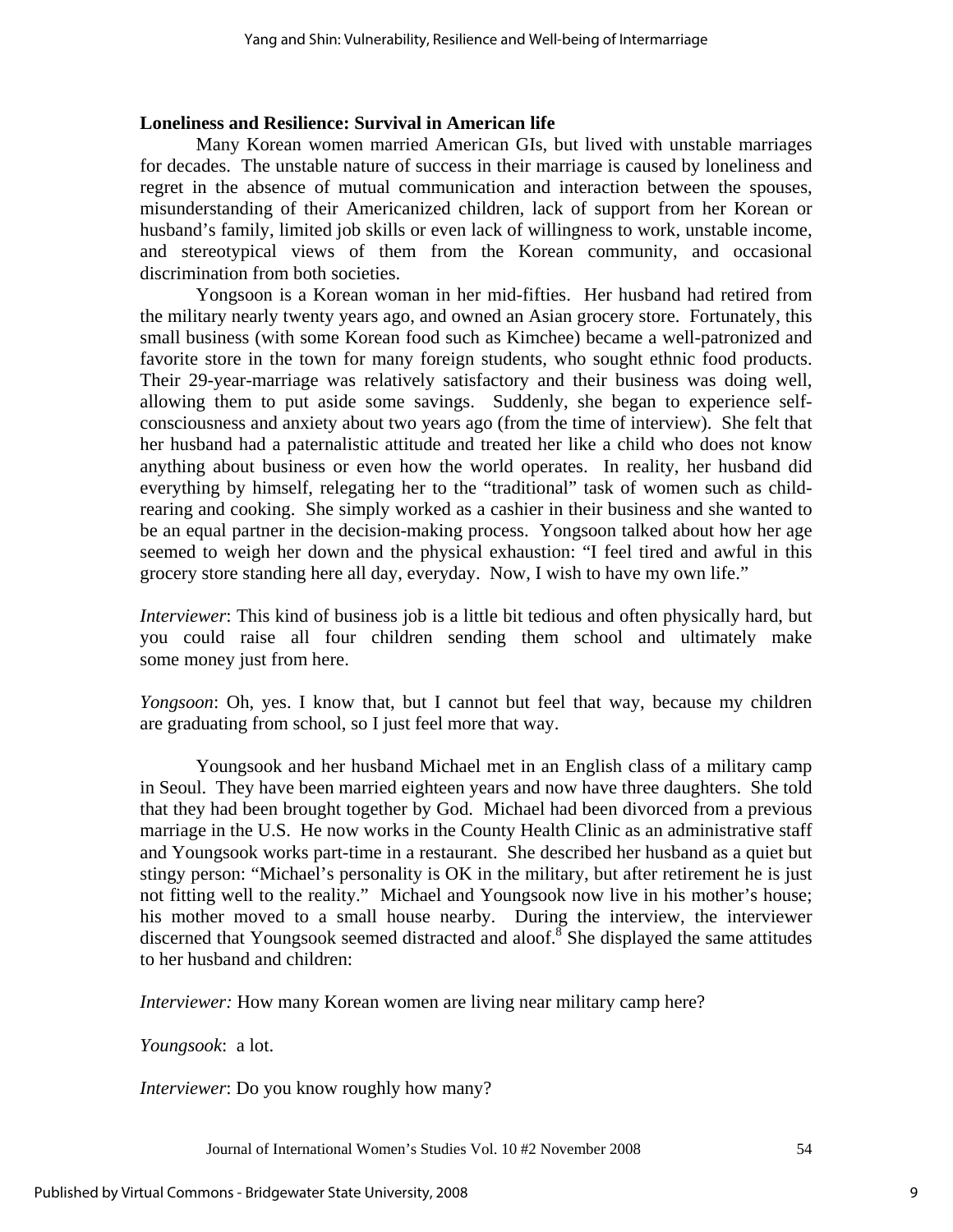**Loneliness and Resilience: Survival in American life**

Many Korean women married American GIs, but lived with unstable marriages for decades. The unstable nature of success in their marriage is caused by loneliness and regret in the absence of mutual communication and interaction between the spouses, misunderstanding of their Americanized children, lack of support from her Korean or husband's family, limited job skills or even lack of willingness to work, unstable income, and stereotypical views of them from the Korean community, and occasional discrimination from both societies.

Yongsoon is a Korean woman in her mid-fifties. Her husband had retired from the military nearly twenty years ago, and owned an Asian grocery store. Fortunately, this small business (with some Korean food such as Kimchee) became a well-patronized and favorite store in the town for many foreign students, who sought ethnic food products. Their 29-year-marriage was relatively satisfactory and their business was doing well, allowing them to put aside some savings. Suddenly, she began to experience self-consciousness and anxiety about two years ago (from the time of interview). She felt that her husband had a paternalistic attitude and treated her like a child who does not know anything about business or even how the world operates. In reality, her husband did everything by himself, relegating her to the "traditional" task of women such as child-rearing and cooking. She simply worked as a cashier in their business and she wanted to be an equal partner in the decision-making process. Yongsoon talked about how her age seemed to weigh her down and the physical exhaustion: "I feel tired and awful in this grocery store standing here all day, everyday. Now, I wish to have my own life."

*Interviewer*: This kind of business job is a little bit tedious and often physically hard, but you could raise all four children sending them school and ultimately make some money just from here.

*Yongsoon*: Oh, yes. I know that, but I cannot but feel that way, because my children are graduating from school, so I just feel more that way.

Youngsook and her husband Michael met in an English class of a military camp in Seoul. They have been married eighteen years and now have three daughters. She told that they had been brought together by God. Michael had been divorced from a previous marriage in the U.S. He now works in the County Health Clinic as an administrative staff and Youngsook works part-time in a restaurant. She described her husband as a quiet but stingy person: "Michael's personality is OK in the military, but after retirement he is just not fitting well to the reality." Michael and Youngsook now live in his mother's house; his mother moved to a small house nearby. During the interview, the interviewer discerned that Youngsook seemed distracted and aloof.[8] She displayed the same attitudes to her husband and children:

*Interviewer:* How many Korean women are living near military camp here?

*Youngsook*: a lot.

*Interviewer*: Do you know roughly how many?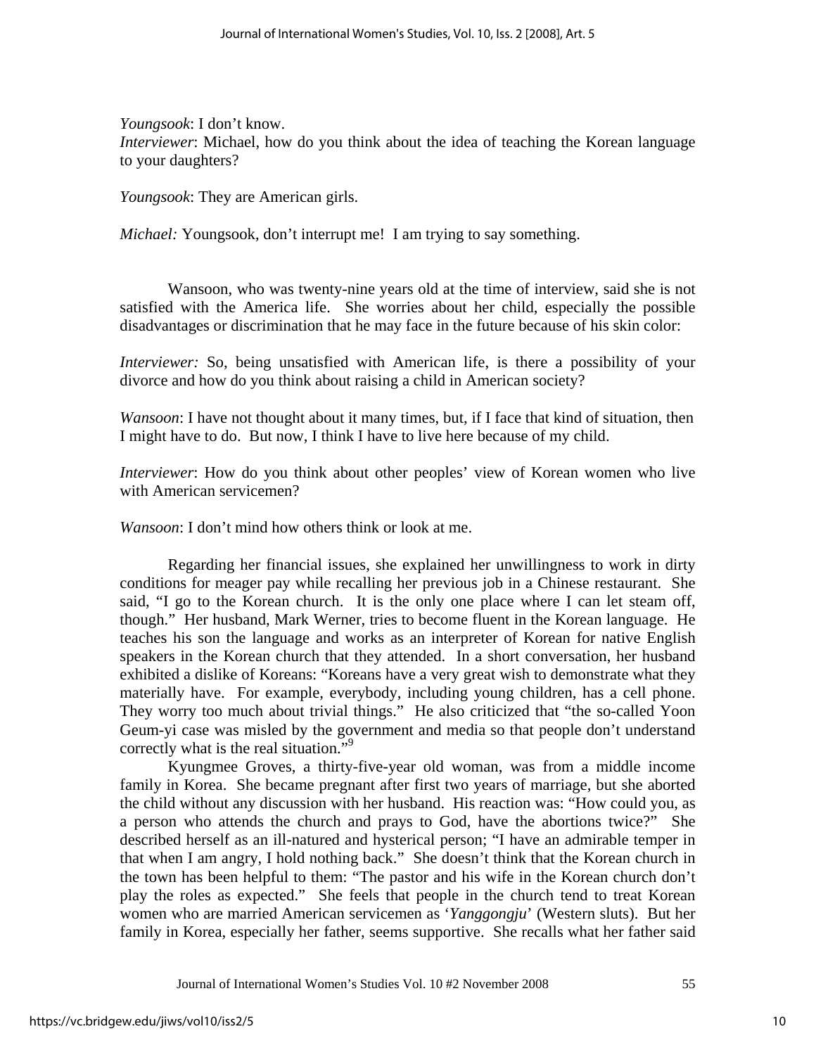*Youngsook*: I don't know.
*Interviewer*: Michael, how do you think about the idea of teaching the Korean language to your daughters?

*Youngsook*: They are American girls.

*Michael:* Youngsook, don't interrupt me! I am trying to say something.

Wansoon, who was twenty-nine years old at the time of interview, said she is not satisfied with the America life. She worries about her child, especially the possible disadvantages or discrimination that he may face in the future because of his skin color:

*Interviewer:* So, being unsatisfied with American life, is there a possibility of your divorce and how do you think about raising a child in American society?

*Wansoon*: I have not thought about it many times, but, if I face that kind of situation, then I might have to do. But now, I think I have to live here because of my child.

*Interviewer*: How do you think about other peoples' view of Korean women who live with American servicemen?

*Wansoon*: I don't mind how others think or look at me.

Regarding her financial issues, she explained her unwillingness to work in dirty conditions for meager pay while recalling her previous job in a Chinese restaurant. She said, "I go to the Korean church. It is the only one place where I can let steam off, though." Her husband, Mark Werner, tries to become fluent in the Korean language. He teaches his son the language and works as an interpreter of Korean for native English speakers in the Korean church that they attended. In a short conversation, her husband exhibited a dislike of Koreans: "Koreans have a very great wish to demonstrate what they materially have. For example, everybody, including young children, has a cell phone. They worry too much about trivial things." He also criticized that "the so-called Yoon Geum-yi case was misled by the government and media so that people don't understand correctly what is the real situation."[9]

Kyungmee Groves, a thirty-five-year old woman, was from a middle income family in Korea. She became pregnant after first two years of marriage, but she aborted the child without any discussion with her husband. His reaction was: "How could you, as a person who attends the church and prays to God, have the abortions twice?" She described herself as an ill-natured and hysterical person; "I have an admirable temper in that when I am angry, I hold nothing back." She doesn't think that the Korean church in the town has been helpful to them: "The pastor and his wife in the Korean church don't play the roles as expected." She feels that people in the church tend to treat Korean women who are married American servicemen as '*Yanggongju*' (Western sluts). But her family in Korea, especially her father, seems supportive. She recalls what her father said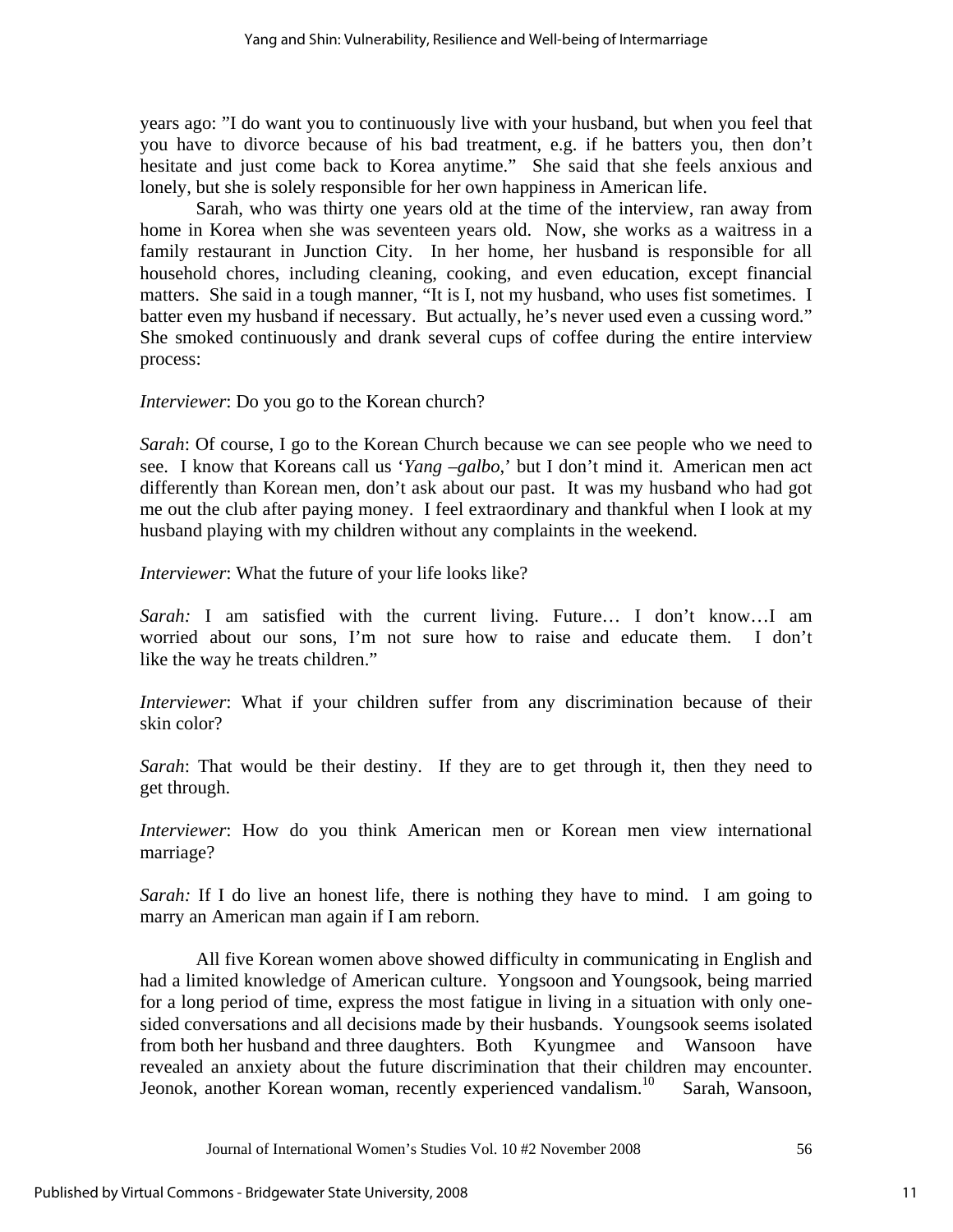years ago: "I do want you to continuously live with your husband, but when you feel that you have to divorce because of his bad treatment, e.g. if he batters you, then don't hesitate and just come back to Korea anytime." She said that she feels anxious and lonely, but she is solely responsible for her own happiness in American life.

Sarah, who was thirty one years old at the time of the interview, ran away from home in Korea when she was seventeen years old. Now, she works as a waitress in a family restaurant in Junction City. In her home, her husband is responsible for all household chores, including cleaning, cooking, and even education, except financial matters. She said in a tough manner, "It is I, not my husband, who uses fist sometimes. I batter even my husband if necessary. But actually, he's never used even a cussing word." She smoked continuously and drank several cups of coffee during the entire interview process:

*Interviewer*: Do you go to the Korean church?

*Sarah*: Of course, I go to the Korean Church because we can see people who we need to see. I know that Koreans call us '*Yang –galbo*,' but I don't mind it. American men act differently than Korean men, don't ask about our past. It was my husband who had got me out the club after paying money. I feel extraordinary and thankful when I look at my husband playing with my children without any complaints in the weekend.

*Interviewer*: What the future of your life looks like?

*Sarah:* I am satisfied with the current living. Future… I don't know…I am worried about our sons, I'm not sure how to raise and educate them. I don't like the way he treats children."

*Interviewer*: What if your children suffer from any discrimination because of their skin color?

*Sarah*: That would be their destiny. If they are to get through it, then they need to get through.

*Interviewer*: How do you think American men or Korean men view international marriage?

*Sarah:* If I do live an honest life, there is nothing they have to mind. I am going to marry an American man again if I am reborn.

All five Korean women above showed difficulty in communicating in English and had a limited knowledge of American culture. Yongsoon and Youngsook, being married for a long period of time, express the most fatigue in living in a situation with only one-sided conversations and all decisions made by their husbands. Youngsook seems isolated from both her husband and three daughters. Both Kyungmee and Wansoon have revealed an anxiety about the future discrimination that their children may encounter. Jeonok, another Korean woman, recently experienced vandalism.[10] Sarah, Wansoon,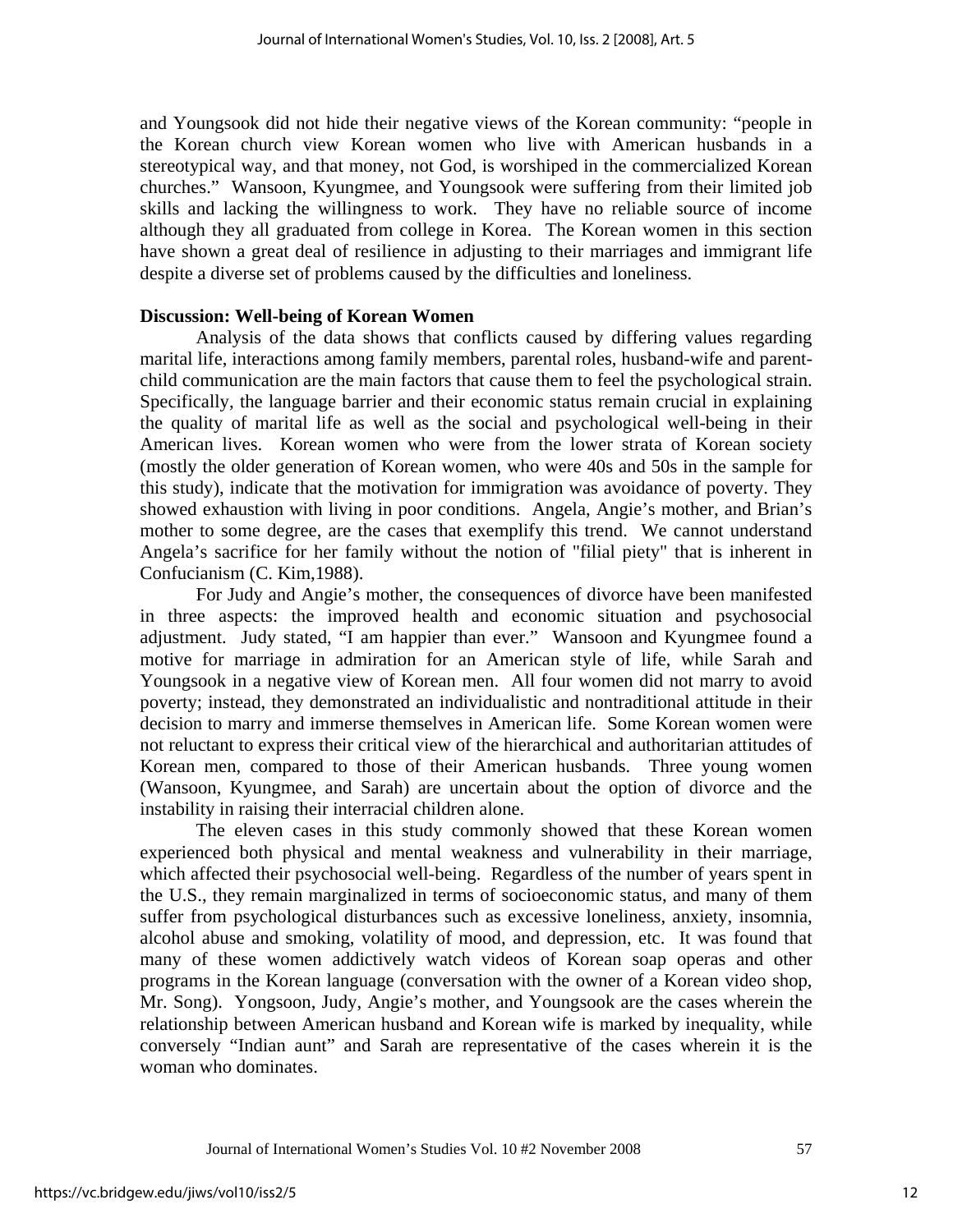and Youngsook did not hide their negative views of the Korean community: "people in the Korean church view Korean women who live with American husbands in a stereotypical way, and that money, not God, is worshiped in the commercialized Korean churches." Wansoon, Kyungmee, and Youngsook were suffering from their limited job skills and lacking the willingness to work. They have no reliable source of income although they all graduated from college in Korea. The Korean women in this section have shown a great deal of resilience in adjusting to their marriages and immigrant life despite a diverse set of problems caused by the difficulties and loneliness.

**Discussion: Well-being of Korean Women**

Analysis of the data shows that conflicts caused by differing values regarding marital life, interactions among family members, parental roles, husband-wife and parent-child communication are the main factors that cause them to feel the psychological strain. Specifically, the language barrier and their economic status remain crucial in explaining the quality of marital life as well as the social and psychological well-being in their American lives. Korean women who were from the lower strata of Korean society (mostly the older generation of Korean women, who were 40s and 50s in the sample for this study), indicate that the motivation for immigration was avoidance of poverty. They showed exhaustion with living in poor conditions. Angela, Angie's mother, and Brian's mother to some degree, are the cases that exemplify this trend. We cannot understand Angela's sacrifice for her family without the notion of "filial piety" that is inherent in Confucianism (C. Kim,1988).

For Judy and Angie's mother, the consequences of divorce have been manifested in three aspects: the improved health and economic situation and psychosocial adjustment. Judy stated, "I am happier than ever." Wansoon and Kyungmee found a motive for marriage in admiration for an American style of life, while Sarah and Youngsook in a negative view of Korean men. All four women did not marry to avoid poverty; instead, they demonstrated an individualistic and nontraditional attitude in their decision to marry and immerse themselves in American life. Some Korean women were not reluctant to express their critical view of the hierarchical and authoritarian attitudes of Korean men, compared to those of their American husbands. Three young women (Wansoon, Kyungmee, and Sarah) are uncertain about the option of divorce and the instability in raising their interracial children alone.

The eleven cases in this study commonly showed that these Korean women experienced both physical and mental weakness and vulnerability in their marriage, which affected their psychosocial well-being. Regardless of the number of years spent in the U.S., they remain marginalized in terms of socioeconomic status, and many of them suffer from psychological disturbances such as excessive loneliness, anxiety, insomnia, alcohol abuse and smoking, volatility of mood, and depression, etc. It was found that many of these women addictively watch videos of Korean soap operas and other programs in the Korean language (conversation with the owner of a Korean video shop, Mr. Song). Yongsoon, Judy, Angie's mother, and Youngsook are the cases wherein the relationship between American husband and Korean wife is marked by inequality, while conversely "Indian aunt" and Sarah are representative of the cases wherein it is the woman who dominates.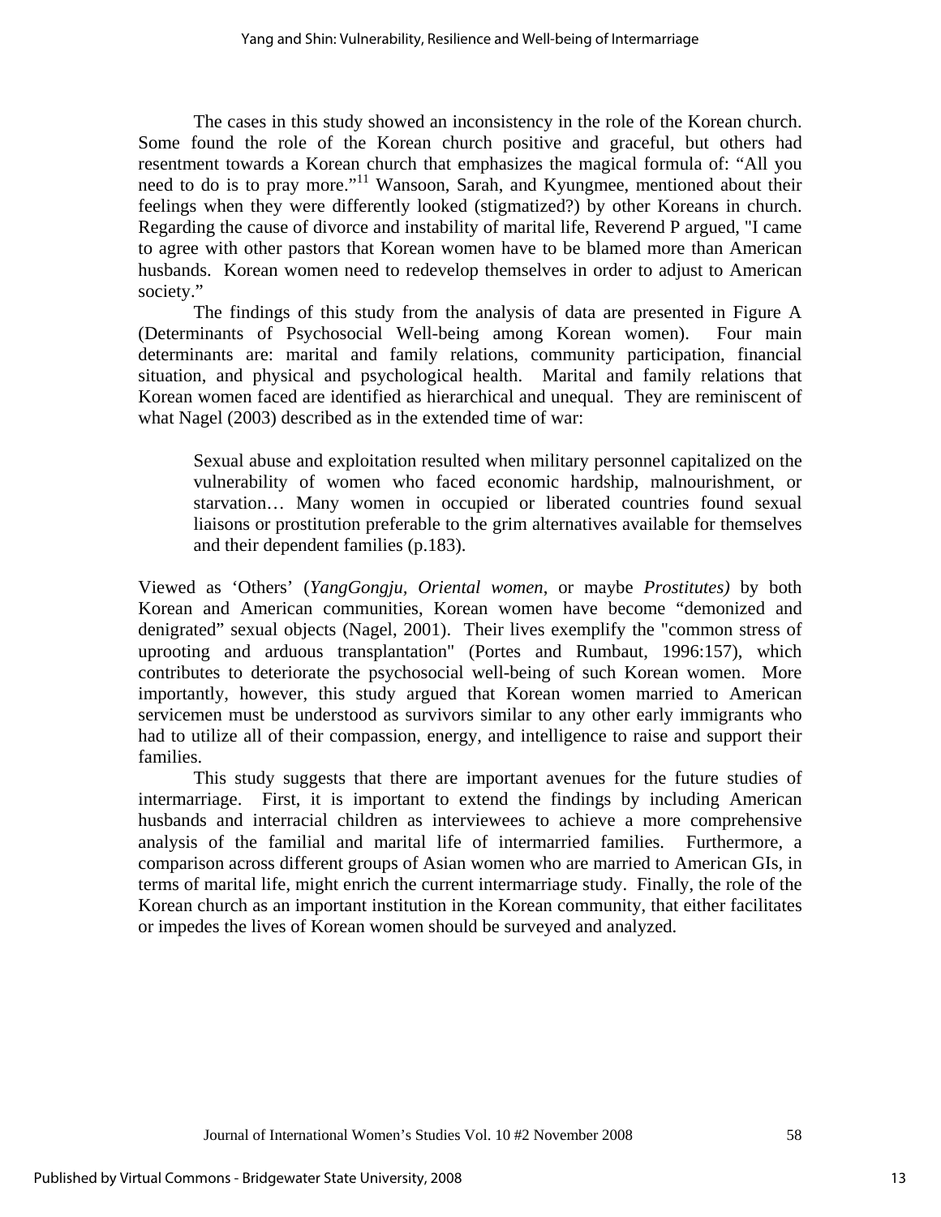The cases in this study showed an inconsistency in the role of the Korean church. Some found the role of the Korean church positive and graceful, but others had resentment towards a Korean church that emphasizes the magical formula of: "All you need to do is to pray more."[11] Wansoon, Sarah, and Kyungmee, mentioned about their feelings when they were differently looked (stigmatized?) by other Koreans in church. Regarding the cause of divorce and instability of marital life, Reverend P argued, "I came to agree with other pastors that Korean women have to be blamed more than American husbands. Korean women need to redevelop themselves in order to adjust to American society."

The findings of this study from the analysis of data are presented in Figure A (Determinants of Psychosocial Well-being among Korean women). Four main determinants are: marital and family relations, community participation, financial situation, and physical and psychological health. Marital and family relations that Korean women faced are identified as hierarchical and unequal. They are reminiscent of what Nagel (2003) described as in the extended time of war:

> Sexual abuse and exploitation resulted when military personnel capitalized on the vulnerability of women who faced economic hardship, malnourishment, or starvation… Many women in occupied or liberated countries found sexual liaisons or prostitution preferable to the grim alternatives available for themselves and their dependent families (p.183).

Viewed as 'Others' (*YangGongju, Oriental women*, or maybe *Prostitutes)* by both Korean and American communities, Korean women have become "demonized and denigrated" sexual objects (Nagel, 2001). Their lives exemplify the "common stress of uprooting and arduous transplantation" (Portes and Rumbaut, 1996:157), which contributes to deteriorate the psychosocial well-being of such Korean women. More importantly, however, this study argued that Korean women married to American servicemen must be understood as survivors similar to any other early immigrants who had to utilize all of their compassion, energy, and intelligence to raise and support their families.

This study suggests that there are important avenues for the future studies of intermarriage. First, it is important to extend the findings by including American husbands and interracial children as interviewees to achieve a more comprehensive analysis of the familial and marital life of intermarried families. Furthermore, a comparison across different groups of Asian women who are married to American GIs, in terms of marital life, might enrich the current intermarriage study. Finally, the role of the Korean church as an important institution in the Korean community, that either facilitates or impedes the lives of Korean women should be surveyed and analyzed.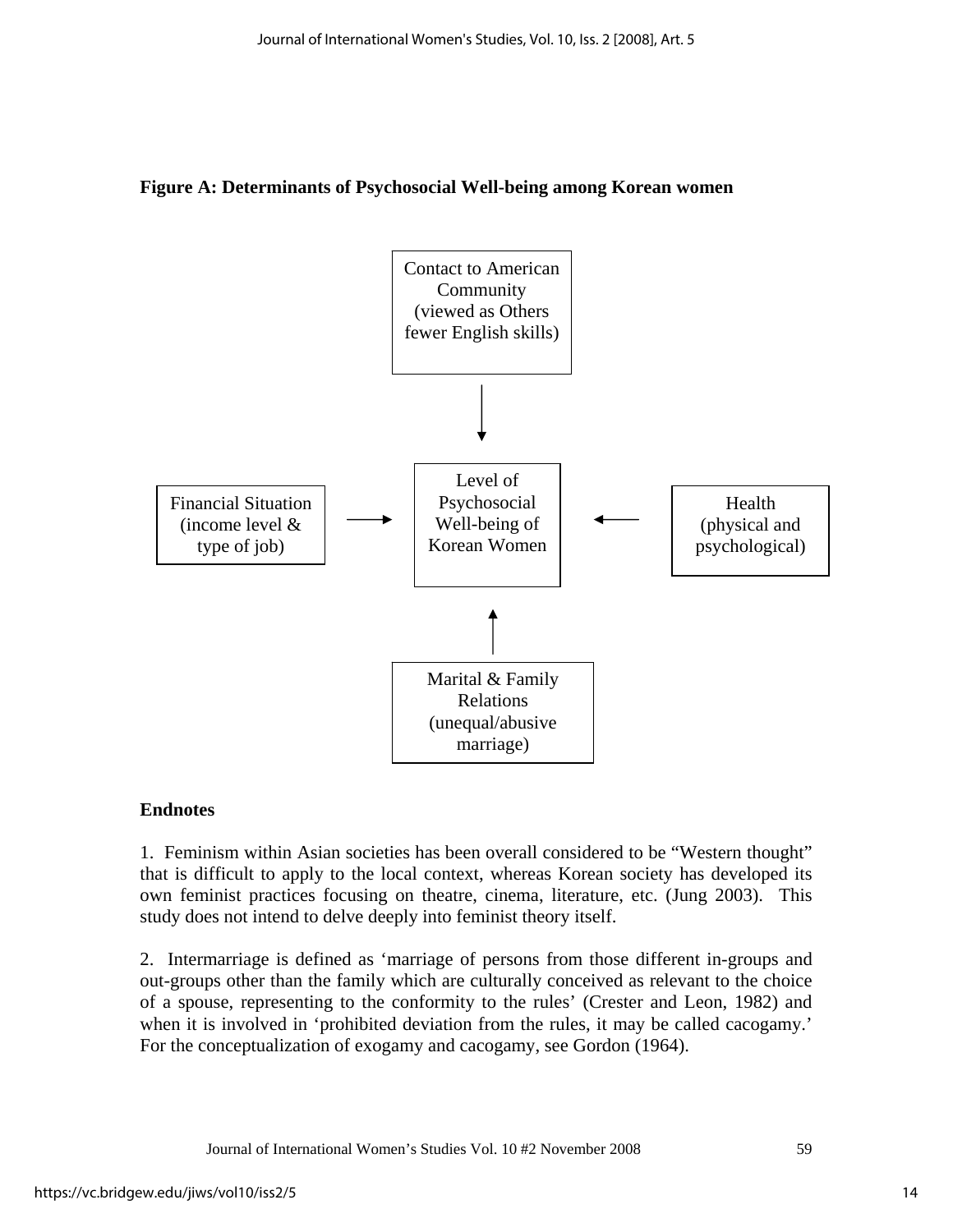**Figure A: Determinants of Psychosocial Well-being among Korean women**

Contact to American Community (viewed as Others fewer English skills)

Financial Situation (income level & type of job)

Level of Psychosocial Well-being of Korean Women

Health (physical and psychological)

Marital & Family Relations (unequal/abusive marriage)

## Endnotes

1. Feminism within Asian societies has been overall considered to be "Western thought" that is difficult to apply to the local context, whereas Korean society has developed its own feminist practices focusing on theatre, cinema, literature, etc. (Jung 2003). This study does not intend to delve deeply into feminist theory itself.

2. Intermarriage is defined as 'marriage of persons from those different in-groups and out-groups other than the family which are culturally conceived as relevant to the choice of a spouse, representing to the conformity to the rules' (Crester and Leon, 1982) and when it is involved in 'prohibited deviation from the rules, it may be called cacogamy.' For the conceptualization of exogamy and cacogamy, see Gordon (1964).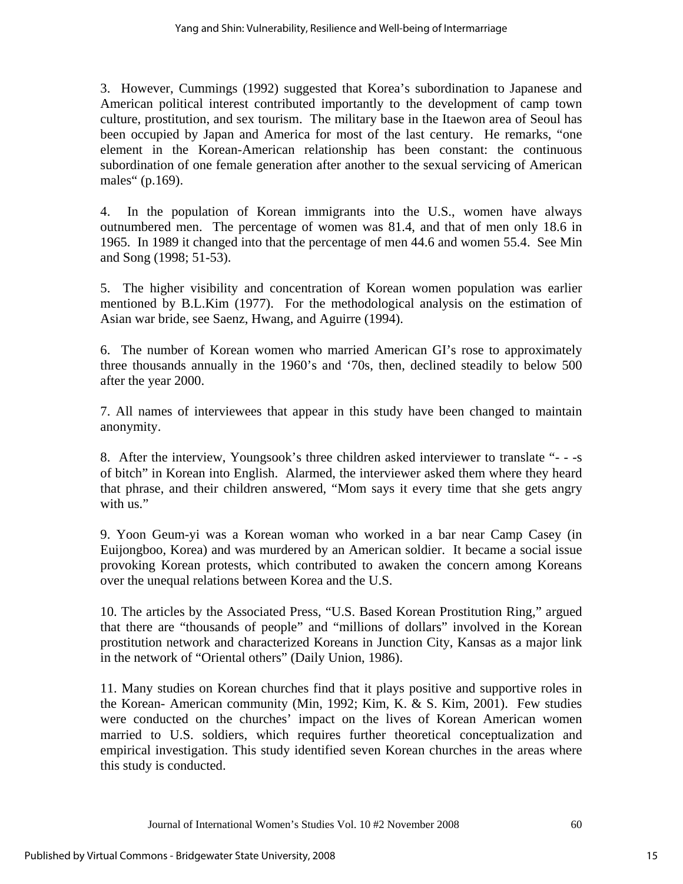3. However, Cummings (1992) suggested that Korea's subordination to Japanese and American political interest contributed importantly to the development of camp town culture, prostitution, and sex tourism. The military base in the Itaewon area of Seoul has been occupied by Japan and America for most of the last century. He remarks, "one element in the Korean-American relationship has been constant: the continuous subordination of one female generation after another to the sexual servicing of American males" (p.169).

4. In the population of Korean immigrants into the U.S., women have always outnumbered men. The percentage of women was 81.4, and that of men only 18.6 in 1965. In 1989 it changed into that the percentage of men 44.6 and women 55.4. See Min and Song (1998; 51-53).

5. The higher visibility and concentration of Korean women population was earlier mentioned by B.L.Kim (1977). For the methodological analysis on the estimation of Asian war bride, see Saenz, Hwang, and Aguirre (1994).

6. The number of Korean women who married American GI's rose to approximately three thousands annually in the 1960's and '70s, then, declined steadily to below 500 after the year 2000.

7. All names of interviewees that appear in this study have been changed to maintain anonymity.

8. After the interview, Youngsook's three children asked interviewer to translate "- - -s of bitch" in Korean into English. Alarmed, the interviewer asked them where they heard that phrase, and their children answered, "Mom says it every time that she gets angry with us."

9. Yoon Geum-yi was a Korean woman who worked in a bar near Camp Casey (in Euijongboo, Korea) and was murdered by an American soldier. It became a social issue provoking Korean protests, which contributed to awaken the concern among Koreans over the unequal relations between Korea and the U.S.

10. The articles by the Associated Press, "U.S. Based Korean Prostitution Ring," argued that there are "thousands of people" and "millions of dollars" involved in the Korean prostitution network and characterized Koreans in Junction City, Kansas as a major link in the network of "Oriental others" (Daily Union, 1986).

11. Many studies on Korean churches find that it plays positive and supportive roles in the Korean- American community (Min, 1992; Kim, K. & S. Kim, 2001). Few studies were conducted on the churches' impact on the lives of Korean American women married to U.S. soldiers, which requires further theoretical conceptualization and empirical investigation. This study identified seven Korean churches in the areas where this study is conducted.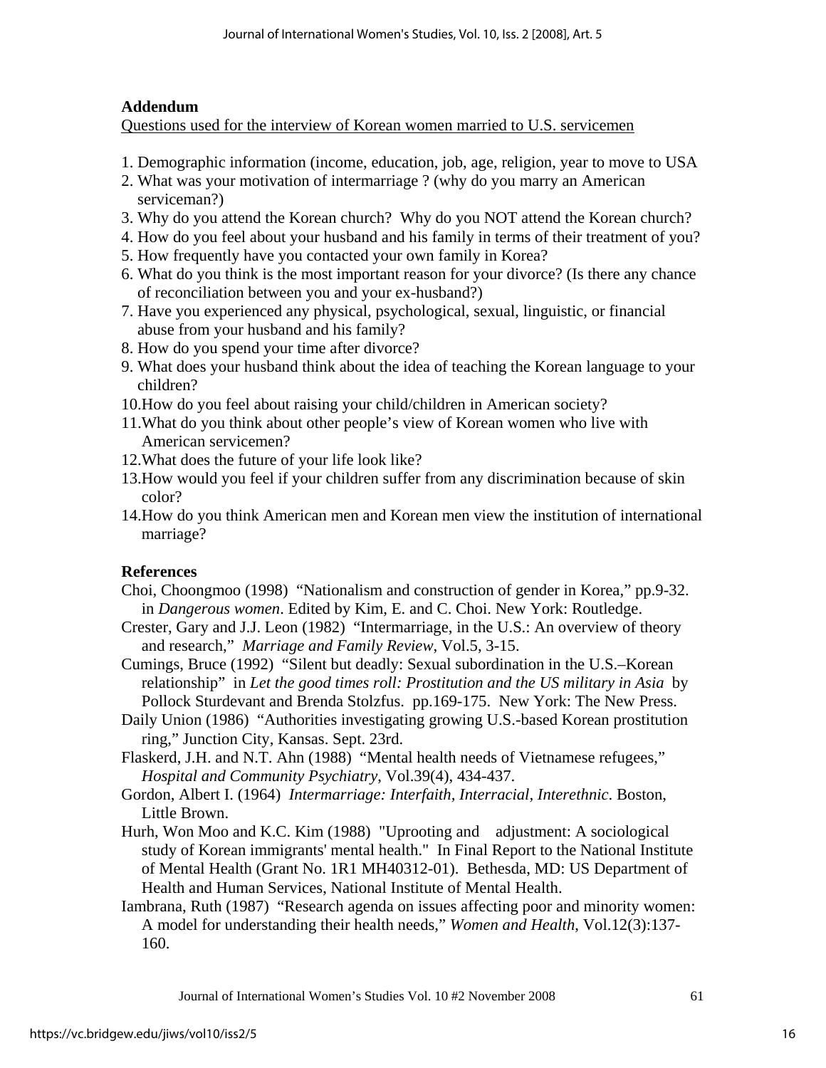## Addendum

Questions used for the interview of Korean women married to U.S. servicemen

1. Demographic information (income, education, job, age, religion, year to move to USA
2. What was your motivation of intermarriage ? (why do you marry an American serviceman?)
3. Why do you attend the Korean church? Why do you NOT attend the Korean church?
4. How do you feel about your husband and his family in terms of their treatment of you?
5. How frequently have you contacted your own family in Korea?
6. What do you think is the most important reason for your divorce? (Is there any chance of reconciliation between you and your ex-husband?)
7. Have you experienced any physical, psychological, sexual, linguistic, or financial abuse from your husband and his family?
8. How do you spend your time after divorce?
9. What does your husband think about the idea of teaching the Korean language to your children?
10. How do you feel about raising your child/children in American society?
11. What do you think about other people's view of Korean women who live with American servicemen?
12. What does the future of your life look like?
13. How would you feel if your children suffer from any discrimination because of skin color?
14. How do you think American men and Korean men view the institution of international marriage?

## References

Choi, Choongmoo (1998) "Nationalism and construction of gender in Korea," pp.9-32. in *Dangerous women*. Edited by Kim, E. and C. Choi. New York: Routledge.

Crester, Gary and J.J. Leon (1982) "Intermarriage, in the U.S.: An overview of theory and research," *Marriage and Family Review*, Vol.5, 3-15.

Cumings, Bruce (1992) "Silent but deadly: Sexual subordination in the U.S.–Korean relationship" in *Let the good times roll: Prostitution and the US military in Asia* by Pollock Sturdevant and Brenda Stolzfus. pp.169-175. New York: The New Press.

Daily Union (1986) "Authorities investigating growing U.S.-based Korean prostitution ring," Junction City, Kansas. Sept. 23rd.

Flaskerd, J.H. and N.T. Ahn (1988) "Mental health needs of Vietnamese refugees," *Hospital and Community Psychiatry*, Vol.39(4), 434-437.

Gordon, Albert I. (1964) *Intermarriage: Interfaith, Interracial, Interethnic*. Boston, Little Brown.

Hurh, Won Moo and K.C. Kim (1988) "Uprooting and adjustment: A sociological study of Korean immigrants' mental health." In Final Report to the National Institute of Mental Health (Grant No. 1R1 MH40312-01). Bethesda, MD: US Department of Health and Human Services, National Institute of Mental Health.

Iambrana, Ruth (1987) "Research agenda on issues affecting poor and minority women: A model for understanding their health needs," *Women and Health*, Vol.12(3):137-160.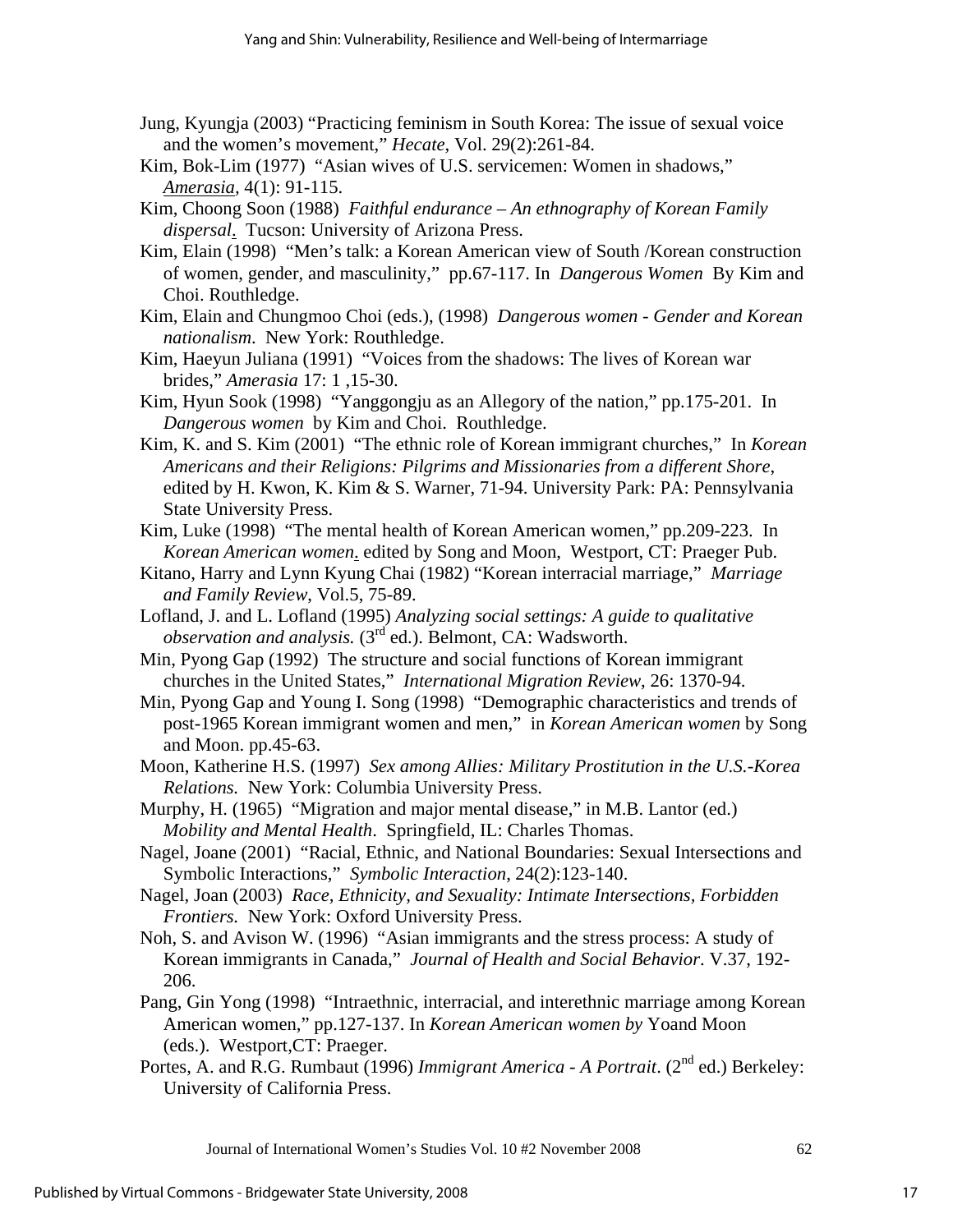Jung, Kyungja (2003) "Practicing feminism in South Korea: The issue of sexual voice and the women's movement," *Hecate*, Vol. 29(2):261-84.

Kim, Bok-Lim (1977) "Asian wives of U.S. servicemen: Women in shadows," *Amerasia*, 4(1): 91-115.

Kim, Choong Soon (1988) *Faithful endurance – An ethnography of Korean Family dispersal.* Tucson: University of Arizona Press.

Kim, Elain (1998) "Men's talk: a Korean American view of South /Korean construction of women, gender, and masculinity," pp.67-117. In *Dangerous Women* By Kim and Choi. Routhledge.

Kim, Elain and Chungmoo Choi (eds.), (1998) *Dangerous women - Gender and Korean nationalism*. New York: Routhledge.

Kim, Haeyun Juliana (1991) "Voices from the shadows: The lives of Korean war brides," *Amerasia* 17: 1 ,15-30.

Kim, Hyun Sook (1998) "Yanggongju as an Allegory of the nation," pp.175-201. In *Dangerous women* by Kim and Choi. Routhledge.

Kim, K. and S. Kim (2001) "The ethnic role of Korean immigrant churches," In *Korean Americans and their Religions: Pilgrims and Missionaries from a different Shore*, edited by H. Kwon, K. Kim & S. Warner, 71-94. University Park: PA: Pennsylvania State University Press.

Kim, Luke (1998) "The mental health of Korean American women," pp.209-223. In *Korean American women.* edited by Song and Moon, Westport, CT: Praeger Pub.

Kitano, Harry and Lynn Kyung Chai (1982) "Korean interracial marriage," *Marriage and Family Review*, Vol.5, 75-89.

Lofland, J. and L. Lofland (1995) *Analyzing social settings: A guide to qualitative observation and analysis.* (3rd ed.). Belmont, CA: Wadsworth.

Min, Pyong Gap (1992) The structure and social functions of Korean immigrant churches in the United States," *International Migration Review*, 26: 1370-94.

Min, Pyong Gap and Young I. Song (1998) "Demographic characteristics and trends of post-1965 Korean immigrant women and men," in *Korean American women* by Song and Moon. pp.45-63.

Moon, Katherine H.S. (1997) *Sex among Allies: Military Prostitution in the U.S.-Korea Relations.* New York: Columbia University Press.

Murphy, H. (1965) "Migration and major mental disease," in M.B. Lantor (ed.) *Mobility and Mental Health*. Springfield, IL: Charles Thomas.

Nagel, Joane (2001) "Racial, Ethnic, and National Boundaries: Sexual Intersections and Symbolic Interactions," *Symbolic Interaction*, 24(2):123-140.

Nagel, Joan (2003) *Race, Ethnicity, and Sexuality: Intimate Intersections, Forbidden Frontiers.* New York: Oxford University Press.

Noh, S. and Avison W. (1996) "Asian immigrants and the stress process: A study of Korean immigrants in Canada," *Journal of Health and Social Behavior*. V.37, 192-206.

Pang, Gin Yong (1998) "Intraethnic, interracial, and interethnic marriage among Korean American women," pp.127-137. In *Korean American women by* Yoand Moon (eds.). Westport,CT: Praeger.

Portes, A. and R.G. Rumbaut (1996) *Immigrant America - A Portrait*. (2nd ed.) Berkeley: University of California Press.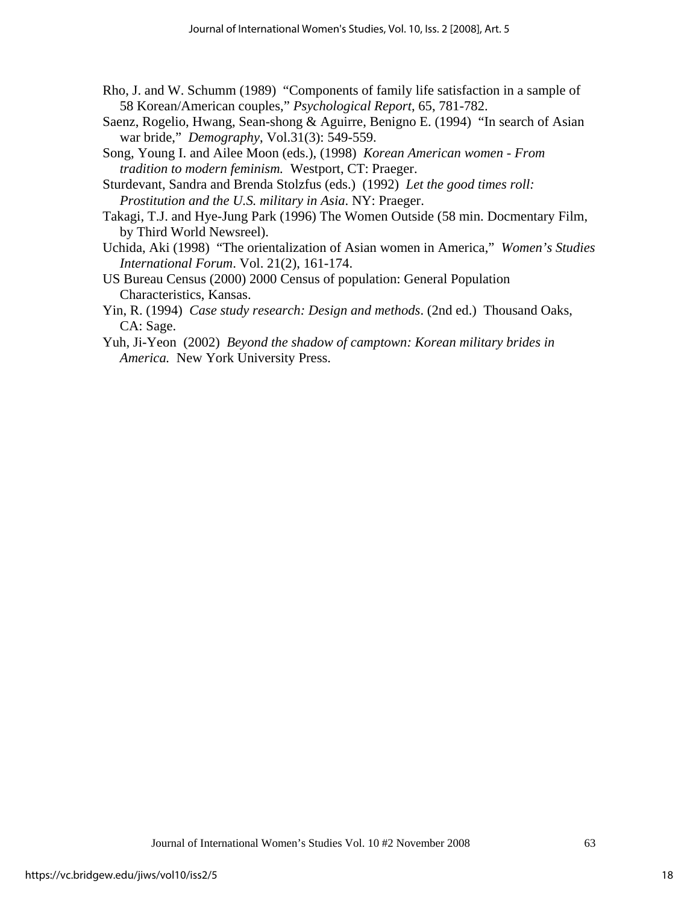Rho, J. and W. Schumm (1989) "Components of family life satisfaction in a sample of 58 Korean/American couples," *Psychological Report*, 65, 781-782.

Saenz, Rogelio, Hwang, Sean-shong & Aguirre, Benigno E. (1994) "In search of Asian war bride," *Demography*, Vol.31(3): 549-559.

Song, Young I. and Ailee Moon (eds.), (1998) *Korean American women - From tradition to modern feminism.* Westport, CT: Praeger.

Sturdevant, Sandra and Brenda Stolzfus (eds.) (1992) *Let the good times roll: Prostitution and the U.S. military in Asia*. NY: Praeger.

Takagi, T.J. and Hye-Jung Park (1996) The Women Outside (58 min. Docmentary Film, by Third World Newsreel).

Uchida, Aki (1998) "The orientalization of Asian women in America," *Women's Studies International Forum*. Vol. 21(2), 161-174.

US Bureau Census (2000) 2000 Census of population: General Population Characteristics, Kansas.

Yin, R. (1994) *Case study research: Design and methods*. (2nd ed.) Thousand Oaks, CA: Sage.

Yuh, Ji-Yeon (2002) *Beyond the shadow of camptown: Korean military brides in America.* New York University Press.